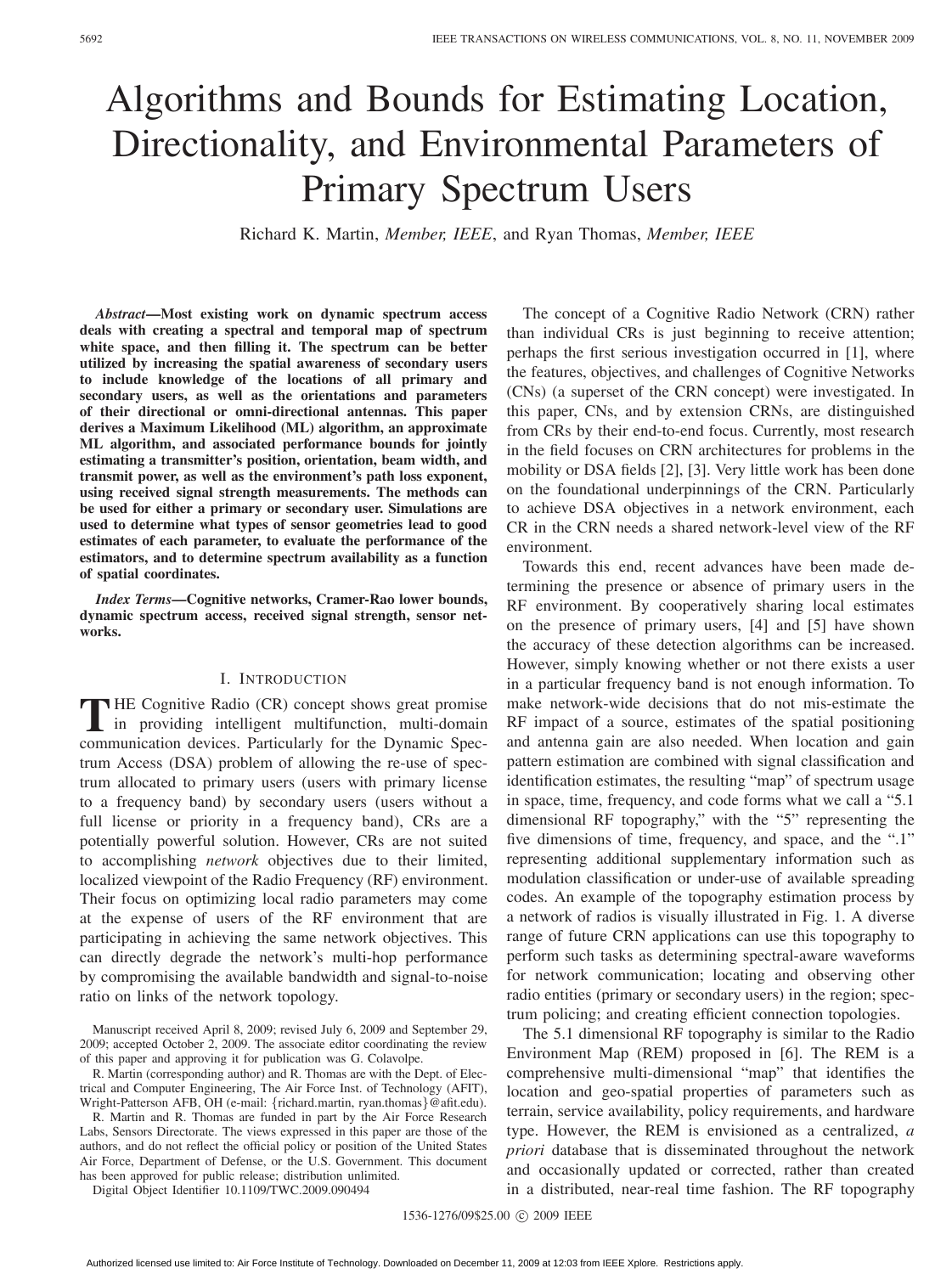# Algorithms and Bounds for Estimating Location, Directionality, and Environmental Parameters of Primary Spectrum Users

Richard K. Martin, *Member, IEEE*, and Ryan Thomas, *Member, IEEE*

***Abstract*—Most existing work on dynamic spectrum access deals with creating a spectral and temporal map of spectrum white space, and then filling it. The spectrum can be better utilized by increasing the spatial awareness of secondary users to include knowledge of the locations of all primary and secondary users, as well as the orientations and parameters of their directional or omni-directional antennas. This paper derives a Maximum Likelihood (ML) algorithm, an approximate ML algorithm, and associated performance bounds for jointly estimating a transmitter's position, orientation, beam width, and transmit power, as well as the environment's path loss exponent, using received signal strength measurements. The methods can be used for either a primary or secondary user. Simulations are used to determine what types of sensor geometries lead to good estimates of each parameter, to evaluate the performance of the estimators, and to determine spectrum availability as a function of spatial coordinates.**

***Index Terms*—Cognitive networks, Cramer-Rao lower bounds, dynamic spectrum access, received signal strength, sensor networks.**

## I. Introduction

The Cognitive Radio (CR) concept shows great promise in providing intelligent multifunction, multi-domain communication devices. Particularly for the Dynamic Spectrum Access (DSA) problem of allowing the re-use of spectrum allocated to primary users (users with primary license to a frequency band) by secondary users (users without a full license or priority in a frequency band), CRs are a potentially powerful solution. However, CRs are not suited to accomplishing *network* objectives due to their limited, localized viewpoint of the Radio Frequency (RF) environment. Their focus on optimizing local radio parameters may come at the expense of users of the RF environment that are participating in achieving the same network objectives. This can directly degrade the network's multi-hop performance by compromising the available bandwidth and signal-to-noise ratio on links of the network topology.

Manuscript received April 8, 2009; revised July 6, 2009 and September 29, 2009; accepted October 2, 2009. The associate editor coordinating the review of this paper and approving it for publication was G. Colavolpe.

R. Martin (corresponding author) and R. Thomas are with the Dept. of Electrical and Computer Engineering, The Air Force Inst. of Technology (AFIT), Wright-Patterson AFB, OH (e-mail: {richard.martin, ryan.thomas}@afit.edu).

R. Martin and R. Thomas are funded in part by the Air Force Research Labs, Sensors Directorate. The views expressed in this paper are those of the authors, and do not reflect the official policy or position of the United States Air Force, Department of Defense, or the U.S. Government. This document has been approved for public release; distribution unlimited.

Digital Object Identifier 10.1109/TWC.2009.090494

The concept of a Cognitive Radio Network (CRN) rather than individual CRs is just beginning to receive attention; perhaps the first serious investigation occurred in [1], where the features, objectives, and challenges of Cognitive Networks (CNs) (a superset of the CRN concept) were investigated. In this paper, CNs, and by extension CRNs, are distinguished from CRs by their end-to-end focus. Currently, most research in the field focuses on CRN architectures for problems in the mobility or DSA fields [2], [3]. Very little work has been done on the foundational underpinnings of the CRN. Particularly to achieve DSA objectives in a network environment, each CR in the CRN needs a shared network-level view of the RF environment.

Towards this end, recent advances have been made determining the presence or absence of primary users in the RF environment. By cooperatively sharing local estimates on the presence of primary users, [4] and [5] have shown the accuracy of these detection algorithms can be increased. However, simply knowing whether or not there exists a user in a particular frequency band is not enough information. To make network-wide decisions that do not mis-estimate the RF impact of a source, estimates of the spatial positioning and antenna gain are also needed. When location and gain pattern estimation are combined with signal classification and identification estimates, the resulting "map" of spectrum usage in space, time, frequency, and code forms what we call a "5.1 dimensional RF topography," with the "5" representing the five dimensions of time, frequency, and space, and the ".1" representing additional supplementary information such as modulation classification or under-use of available spreading codes. An example of the topography estimation process by a network of radios is visually illustrated in Fig. 1. A diverse range of future CRN applications can use this topography to perform such tasks as determining spectral-aware waveforms for network communication; locating and observing other radio entities (primary or secondary users) in the region; spectrum policing; and creating efficient connection topologies.

The 5.1 dimensional RF topography is similar to the Radio Environment Map (REM) proposed in [6]. The REM is a comprehensive multi-dimensional "map" that identifies the location and geo-spatial properties of parameters such as terrain, service availability, policy requirements, and hardware type. However, the REM is envisioned as a centralized, *a priori* database that is disseminated throughout the network and occasionally updated or corrected, rather than created in a distributed, near-real time fashion. The RF topography

1536-1276/09$25.00 © 2009 IEEE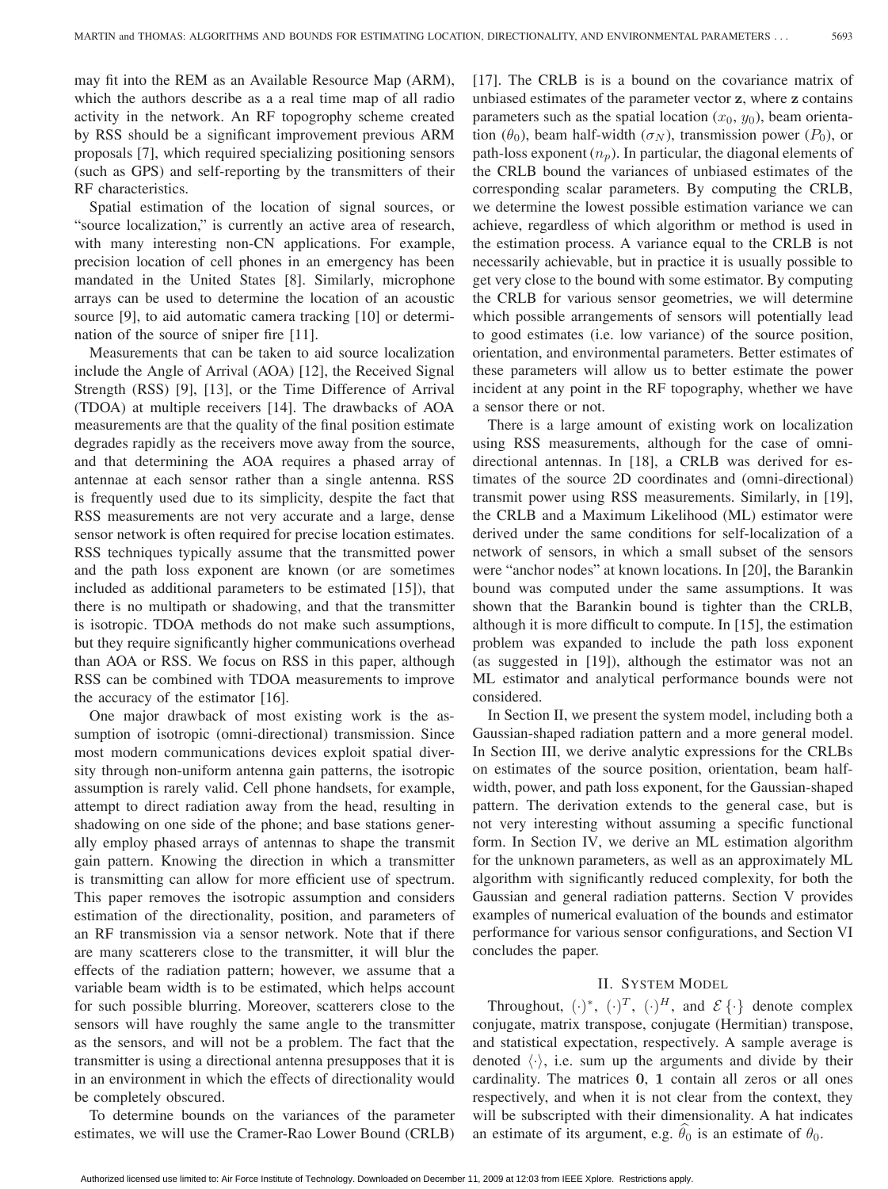may fit into the REM as an Available Resource Map (ARM), which the authors describe as a a real time map of all radio activity in the network. An RF topography scheme created by RSS should be a significant improvement previous ARM proposals [7], which required specializing positioning sensors (such as GPS) and self-reporting by the transmitters of their RF characteristics.

Spatial estimation of the location of signal sources, or "source localization," is currently an active area of research, with many interesting non-CN applications. For example, precision location of cell phones in an emergency has been mandated in the United States [8]. Similarly, microphone arrays can be used to determine the location of an acoustic source [9], to aid automatic camera tracking [10] or determination of the source of sniper fire [11].

Measurements that can be taken to aid source localization include the Angle of Arrival (AOA) [12], the Received Signal Strength (RSS) [9], [13], or the Time Difference of Arrival (TDOA) at multiple receivers [14]. The drawbacks of AOA measurements are that the quality of the final position estimate degrades rapidly as the receivers move away from the source, and that determining the AOA requires a phased array of antennae at each sensor rather than a single antenna. RSS is frequently used due to its simplicity, despite the fact that RSS measurements are not very accurate and a large, dense sensor network is often required for precise location estimates. RSS techniques typically assume that the transmitted power and the path loss exponent are known (or are sometimes included as additional parameters to be estimated [15]), that there is no multipath or shadowing, and that the transmitter is isotropic. TDOA methods do not make such assumptions, but they require significantly higher communications overhead than AOA or RSS. We focus on RSS in this paper, although RSS can be combined with TDOA measurements to improve the accuracy of the estimator [16].

One major drawback of most existing work is the assumption of isotropic (omni-directional) transmission. Since most modern communications devices exploit spatial diversity through non-uniform antenna gain patterns, the isotropic assumption is rarely valid. Cell phone handsets, for example, attempt to direct radiation away from the head, resulting in shadowing on one side of the phone; and base stations generally employ phased arrays of antennas to shape the transmit gain pattern. Knowing the direction in which a transmitter is transmitting can allow for more efficient use of spectrum. This paper removes the isotropic assumption and considers estimation of the directionality, position, and parameters of an RF transmission via a sensor network. Note that if there are many scatterers close to the transmitter, it will blur the effects of the radiation pattern; however, we assume that a variable beam width is to be estimated, which helps account for such possible blurring. Moreover, scatterers close to the sensors will have roughly the same angle to the transmitter as the sensors, and will not be a problem. The fact that the transmitter is using a directional antenna presupposes that it is in an environment in which the effects of directionality would be completely obscured.

To determine bounds on the variances of the parameter estimates, we will use the Cramer-Rao Lower Bound (CRLB) [17]. The CRLB is is a bound on the covariance matrix of unbiased estimates of the parameter vector $\mathbf{z}$, where $\mathbf{z}$ contains parameters such as the spatial location ($x_0$, $y_0$), beam orientation ($\theta_0$), beam half-width ($\sigma_N$), transmission power ($P_0$), or path-loss exponent ($n_p$). In particular, the diagonal elements of the CRLB bound the variances of unbiased estimates of the corresponding scalar parameters. By computing the CRLB, we determine the lowest possible estimation variance we can achieve, regardless of which algorithm or method is used in the estimation process. A variance equal to the CRLB is not necessarily achievable, but in practice it is usually possible to get very close to the bound with some estimator. By computing the CRLB for various sensor geometries, we will determine which possible arrangements of sensors will potentially lead to good estimates (i.e. low variance) of the source position, orientation, and environmental parameters. Better estimates of these parameters will allow us to better estimate the power incident at any point in the RF topography, whether we have a sensor there or not.

There is a large amount of existing work on localization using RSS measurements, although for the case of omni-directional antennas. In [18], a CRLB was derived for estimates of the source 2D coordinates and (omni-directional) transmit power using RSS measurements. Similarly, in [19], the CRLB and a Maximum Likelihood (ML) estimator were derived under the same conditions for self-localization of a network of sensors, in which a small subset of the sensors were "anchor nodes" at known locations. In [20], the Barankin bound was computed under the same assumptions. It was shown that the Barankin bound is tighter than the CRLB, although it is more difficult to compute. In [15], the estimation problem was expanded to include the path loss exponent (as suggested in [19]), although the estimator was not an ML estimator and analytical performance bounds were not considered.

In Section II, we present the system model, including both a Gaussian-shaped radiation pattern and a more general model. In Section III, we derive analytic expressions for the CRLBs on estimates of the source position, orientation, beam half-width, power, and path loss exponent, for the Gaussian-shaped pattern. The derivation extends to the general case, but is not very interesting without assuming a specific functional form. In Section IV, we derive an ML estimation algorithm for the unknown parameters, as well as an approximately ML algorithm with significantly reduced complexity, for both the Gaussian and general radiation patterns. Section V provides examples of numerical evaluation of the bounds and estimator performance for various sensor configurations, and Section VI concludes the paper.

## II. System Model

Throughout, $(\cdot)^*$, $(\cdot)^T$, $(\cdot)^H$, and $\mathcal{E}\{\cdot\}$ denote complex conjugate, matrix transpose, conjugate (Hermitian) transpose, and statistical expectation, respectively. A sample average is denoted $\langle\cdot\rangle$, i.e. sum up the arguments and divide by their cardinality. The matrices $\mathbf{0}$, $\mathbf{1}$ contain all zeros or all ones respectively, and when it is not clear from the context, they will be subscripted with their dimensionality. A hat indicates an estimate of its argument, e.g. $\widehat{\theta}_0$ is an estimate of $\theta_0$.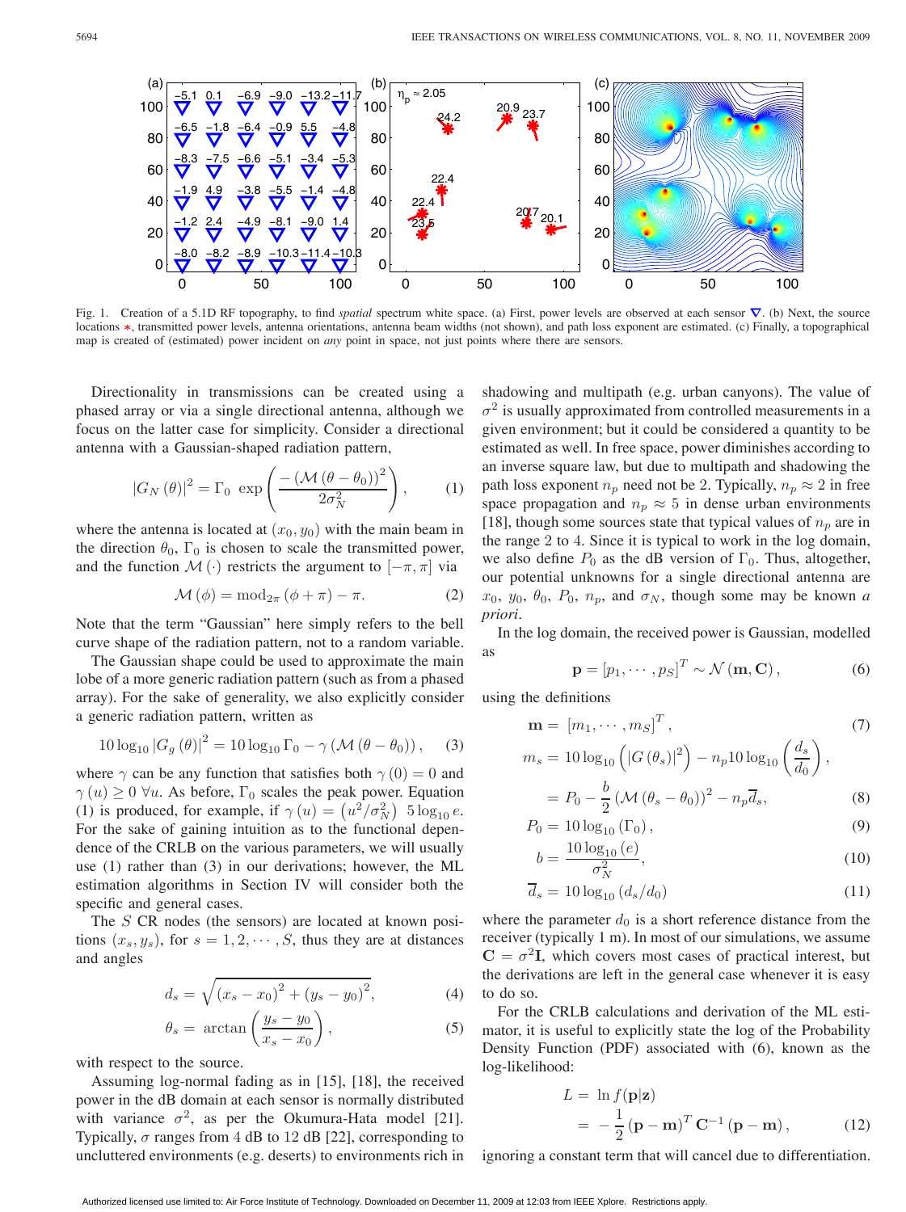Fig. 1. Creation of a 5.1D RF topography, to find *spatial* spectrum white space. (a) First, power levels are observed at each sensor ∇. (b) Next, the source locations ∗, transmitted power levels, antenna orientations, antenna beam widths (not shown), and path loss exponent are estimated. (c) Finally, a topographical map is created of (estimated) power incident on *any* point in space, not just points where there are sensors.

Directionality in transmissions can be created using a phased array or via a single directional antenna, although we focus on the latter case for simplicity. Consider a directional antenna with a Gaussian-shaped radiation pattern,

$$|G_N(\theta)|^2 = \Gamma_0 \exp\left(\frac{-\left(\mathcal{M}(\theta-\theta_0)\right)^2}{2\sigma_N^2}\right), \tag{1}$$

where the antenna is located at $(x_0, y_0)$ with the main beam in the direction $\theta_0$, $\Gamma_0$ is chosen to scale the transmitted power, and the function $\mathcal{M}(\cdot)$ restricts the argument to $[-\pi, \pi]$ via

$$\mathcal{M}(\phi) = \mathrm{mod}_{2\pi}(\phi + \pi) - \pi. \tag{2}$$

Note that the term "Gaussian" here simply refers to the bell curve shape of the radiation pattern, not to a random variable.

The Gaussian shape could be used to approximate the main lobe of a more generic radiation pattern (such as from a phased array). For the sake of generality, we also explicitly consider a generic radiation pattern, written as

$$10\log_{10}|G_g(\theta)|^2 = 10\log_{10}\Gamma_0 - \gamma\left(\mathcal{M}(\theta-\theta_0)\right), \tag{3}$$

where $\gamma$ can be any function that satisfies both $\gamma(0) = 0$ and $\gamma(u) \geq 0\ \forall u$. As before, $\Gamma_0$ scales the peak power. Equation (1) is produced, for example, if $\gamma(u) = \left(u^2/\sigma_N^2\right)\ 5\log_{10} e$. For the sake of gaining intuition as to the functional dependence of the CRLB on the various parameters, we will usually use (1) rather than (3) in our derivations; however, the ML estimation algorithms in Section IV will consider both the specific and general cases.

The $S$ CR nodes (the sensors) are located at known positions $(x_s, y_s)$, for $s = 1, 2, \cdots, S$, thus they are at distances and angles

$$d_s = \sqrt{(x_s - x_0)^2 + (y_s - y_0)^2}, \tag{4}$$

$$\theta_s = \arctan\left(\frac{y_s - y_0}{x_s - x_0}\right), \tag{5}$$

with respect to the source.

Assuming log-normal fading as in [15], [18], the received power in the dB domain at each sensor is normally distributed with variance $\sigma^2$, as per the Okumura-Hata model [21]. Typically, $\sigma$ ranges from 4 dB to 12 dB [22], corresponding to uncluttered environments (e.g. deserts) to environments rich in shadowing and multipath (e.g. urban canyons). The value of $\sigma^2$ is usually approximated from controlled measurements in a given environment; but it could be considered a quantity to be estimated as well. In free space, power diminishes according to an inverse square law, but due to multipath and shadowing the path loss exponent $n_p$ need not be 2. Typically, $n_p \approx 2$ in free space propagation and $n_p \approx 5$ in dense urban environments [18], though some sources state that typical values of $n_p$ are in the range 2 to 4. Since it is typical to work in the log domain, we also define $P_0$ as the dB version of $\Gamma_0$. Thus, altogether, our potential unknowns for a single directional antenna are $x_0$, $y_0$, $\theta_0$, $P_0$, $n_p$, and $\sigma_N$, though some may be known *a priori*.

In the log domain, the received power is Gaussian, modelled as

$$\mathbf{p} = [p_1, \cdots, p_S]^T \sim \mathcal{N}(\mathbf{m}, \mathbf{C}), \tag{6}$$

using the definitions

$$\mathbf{m} = [m_1, \cdots, m_S]^T, \tag{7}$$

$$\begin{aligned} m_s &= 10\log_{10}\left(|G(\theta_s)|^2\right) - n_p 10\log_{10}\left(\frac{d_s}{d_0}\right), \\ &= P_0 - \frac{b}{2}\left(\mathcal{M}(\theta_s - \theta_0)\right)^2 - n_p \overline{d}_s, \end{aligned} \tag{8}$$

$$P_0 = 10\log_{10}(\Gamma_0), \tag{9}$$

$$b = \frac{10\log_{10}(e)}{\sigma_N^2}, \tag{10}$$

$$\overline{d}_s = 10\log_{10}(d_s/d_0) \tag{11}$$

where the parameter $d_0$ is a short reference distance from the receiver (typically 1 m). In most of our simulations, we assume $\mathbf{C} = \sigma^2\mathbf{I}$, which covers most cases of practical interest, but the derivations are left in the general case whenever it is easy to do so.

For the CRLB calculations and derivation of the ML estimator, it is useful to explicitly state the log of the Probability Density Function (PDF) associated with (6), known as the log-likelihood:

$$\begin{aligned} L &= \ln f(\mathbf{p}|\mathbf{z}) \\ &= -\frac{1}{2}(\mathbf{p} - \mathbf{m})^T \mathbf{C}^{-1}(\mathbf{p} - \mathbf{m}), \end{aligned} \tag{12}$$

ignoring a constant term that will cancel due to differentiation.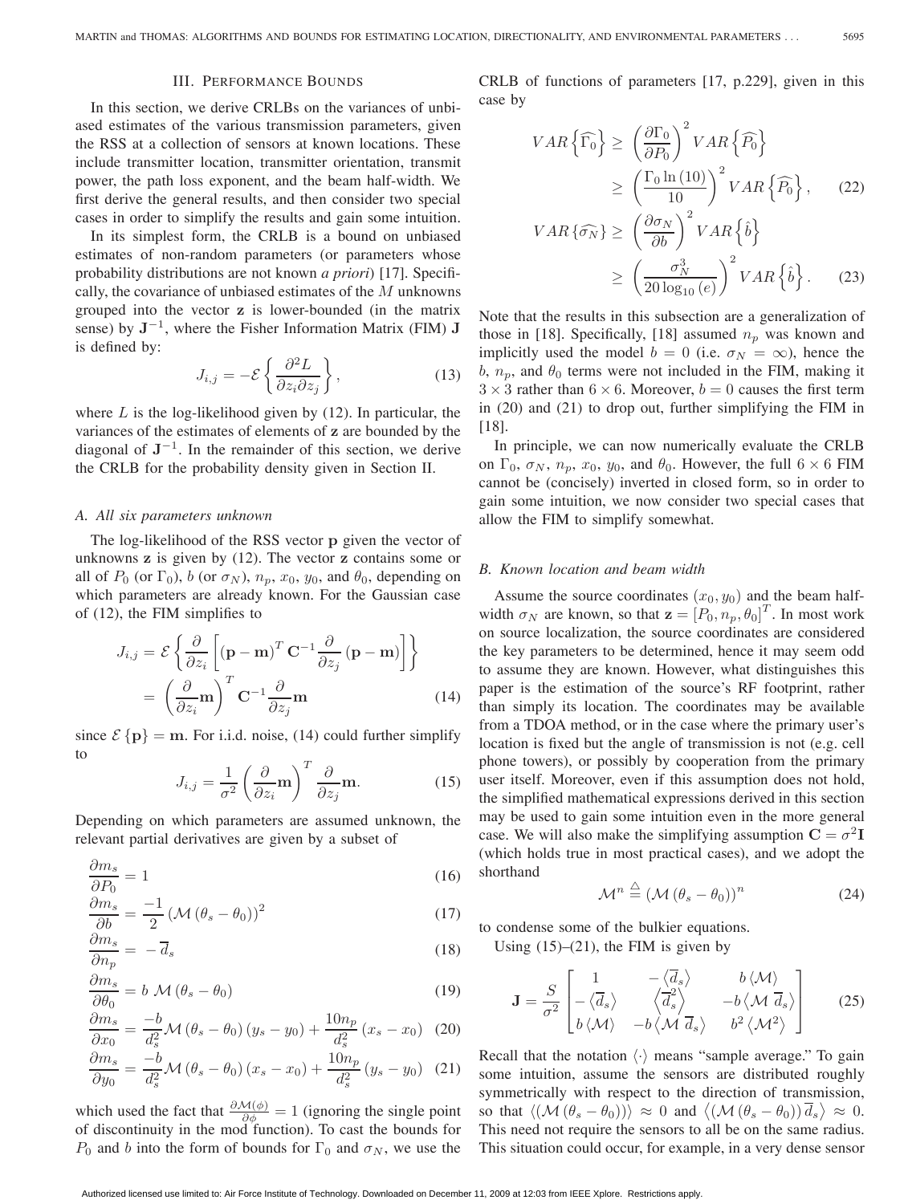## III. Performance Bounds

In this section, we derive CRLBs on the variances of unbiased estimates of the various transmission parameters, given the RSS at a collection of sensors at known locations. These include transmitter location, transmitter orientation, transmit power, the path loss exponent, and the beam half-width. We first derive the general results, and then consider two special cases in order to simplify the results and gain some intuition.

In its simplest form, the CRLB is a bound on unbiased estimates of non-random parameters (or parameters whose probability distributions are not known *a priori*) [17]. Specifically, the covariance of unbiased estimates of the $M$ unknowns grouped into the vector $\mathbf{z}$ is lower-bounded (in the matrix sense) by $\mathbf{J}^{-1}$, where the Fisher Information Matrix (FIM) $\mathbf{J}$ is defined by:

$$J_{i,j} = -\mathcal{E}\left\{\frac{\partial^2 L}{\partial z_i \partial z_j}\right\}, \tag{13}$$

where $L$ is the log-likelihood given by (12). In particular, the variances of the estimates of elements of $\mathbf{z}$ are bounded by the diagonal of $\mathbf{J}^{-1}$. In the remainder of this section, we derive the CRLB for the probability density given in Section II.

### A. All six parameters unknown

The log-likelihood of the RSS vector $\mathbf{p}$ given the vector of unknowns $\mathbf{z}$ is given by (12). The vector $\mathbf{z}$ contains some or all of $P_0$ (or $\Gamma_0$), $b$ (or $\sigma_N$), $n_p$, $x_0$, $y_0$, and $\theta_0$, depending on which parameters are already known. For the Gaussian case of (12), the FIM simplifies to

$$\begin{aligned} J_{i,j} &= \mathcal{E}\left\{\frac{\partial}{\partial z_i}\left[(\mathbf{p}-\mathbf{m})^T \mathbf{C}^{-1} \frac{\partial}{\partial z_j}(\mathbf{p}-\mathbf{m})\right]\right\} \\ &= \left(\frac{\partial}{\partial z_i}\mathbf{m}\right)^T \mathbf{C}^{-1} \frac{\partial}{\partial z_j}\mathbf{m} \end{aligned} \tag{14}$$

since $\mathcal{E}\{\mathbf{p}\} = \mathbf{m}$. For i.i.d. noise, (14) could further simplify to

$$J_{i,j} = \frac{1}{\sigma^2}\left(\frac{\partial}{\partial z_i}\mathbf{m}\right)^T \frac{\partial}{\partial z_j}\mathbf{m}. \tag{15}$$

Depending on which parameters are assumed unknown, the relevant partial derivatives are given by a subset of

$$\frac{\partial m_s}{\partial P_0} = 1 \tag{16}$$

$$\frac{\partial m_s}{\partial b} = \frac{-1}{2}\left(\mathcal{M}(\theta_s - \theta_0)\right)^2 \tag{17}$$

$$\frac{\partial m_s}{\partial n_p} = -\overline{d}_s \tag{18}$$

$$\frac{\partial m_s}{\partial \theta_0} = b\ \mathcal{M}(\theta_s - \theta_0) \tag{19}$$

$$\frac{\partial m_s}{\partial x_0} = \frac{-b}{d_s^2}\mathcal{M}(\theta_s - \theta_0)(y_s - y_0) + \frac{10 n_p}{d_s^2}(x_s - x_0) \tag{20}$$

$$\frac{\partial m_s}{\partial y_0} = \frac{-b}{d_s^2}\mathcal{M}(\theta_s - \theta_0)(x_s - x_0) + \frac{10 n_p}{d_s^2}(y_s - y_0) \tag{21}$$

which used the fact that $\frac{\partial \mathcal{M}(\phi)}{\partial \phi} = 1$ (ignoring the single point of discontinuity in the mod function). To cast the bounds for $P_0$ and $b$ into the form of bounds for $\Gamma_0$ and $\sigma_N$, we use the CRLB of functions of parameters [17, p.229], given in this case by

$$\begin{aligned} VAR\left\{\widehat{\Gamma_0}\right\} &\geq \left(\frac{\partial \Gamma_0}{\partial P_0}\right)^2 VAR\left\{\widehat{P_0}\right\} \\ &\geq \left(\frac{\Gamma_0 \ln(10)}{10}\right)^2 VAR\left\{\widehat{P_0}\right\}, \end{aligned} \tag{22}$$

$$\begin{aligned} VAR\left\{\widehat{\sigma_N}\right\} &\geq \left(\frac{\partial \sigma_N}{\partial b}\right)^2 VAR\left\{\hat{b}\right\} \\ &\geq \left(\frac{\sigma_N^3}{20\log_{10}(e)}\right)^2 VAR\left\{\hat{b}\right\}. \end{aligned} \tag{23}$$

Note that the results in this subsection are a generalization of those in [18]. Specifically, [18] assumed $n_p$ was known and implicitly used the model $b = 0$ (i.e. $\sigma_N = \infty$), hence the $b$, $n_p$, and $\theta_0$ terms were not included in the FIM, making it $3 \times 3$ rather than $6 \times 6$. Moreover, $b = 0$ causes the first term in (20) and (21) to drop out, further simplifying the FIM in [18].

In principle, we can now numerically evaluate the CRLB on $\Gamma_0$, $\sigma_N$, $n_p$, $x_0$, $y_0$, and $\theta_0$. However, the full $6 \times 6$ FIM cannot be (concisely) inverted in closed form, so in order to gain some intuition, we now consider two special cases that allow the FIM to simplify somewhat.

### B. Known location and beam width

Assume the source coordinates $(x_0, y_0)$ and the beam half-width $\sigma_N$ are known, so that $\mathbf{z} = [P_0, n_p, \theta_0]^T$. In most work on source localization, the source coordinates are considered the key parameters to be determined, hence it may seem odd to assume they are known. However, what distinguishes this paper is the estimation of the source's RF footprint, rather than simply its location. The coordinates may be available from a TDOA method, or in the case where the primary user's location is fixed but the angle of transmission is not (e.g. cell phone towers), or possibly by cooperation from the primary user itself. Moreover, even if this assumption does not hold, the simplified mathematical expressions derived in this section may be used to gain some intuition even in the more general case. We will also make the simplifying assumption $\mathbf{C} = \sigma^2 \mathbf{I}$ (which holds true in most practical cases), and we adopt the shorthand

$$\mathcal{M}^n \stackrel{\triangle}{=} \left(\mathcal{M}(\theta_s - \theta_0)\right)^n \tag{24}$$

to condense some of the bulkier equations.

Using (15)–(21), the FIM is given by

$$\mathbf{J} = \frac{S}{\sigma^2}\begin{bmatrix} 1 & -\left\langle \overline{d}_s \right\rangle & b\left\langle \mathcal{M} \right\rangle \\ -\left\langle \overline{d}_s \right\rangle & \left\langle \overline{d}_s^2 \right\rangle & -b\left\langle \mathcal{M}\ \overline{d}_s \right\rangle \\ b\left\langle \mathcal{M} \right\rangle & -b\left\langle \mathcal{M}\ \overline{d}_s \right\rangle & b^2\left\langle \mathcal{M}^2 \right\rangle \end{bmatrix} \tag{25}$$

Recall that the notation $\langle \cdot \rangle$ means "sample average." To gain some intuition, assume the sensors are distributed roughly symmetrically with respect to the direction of transmission, so that $\langle (\mathcal{M}(\theta_s - \theta_0)) \rangle \approx 0$ and $\left\langle (\mathcal{M}(\theta_s - \theta_0))\, \overline{d}_s \right\rangle \approx 0$. This need not require the sensors to all be on the same radius. This situation could occur, for example, in a very dense sensor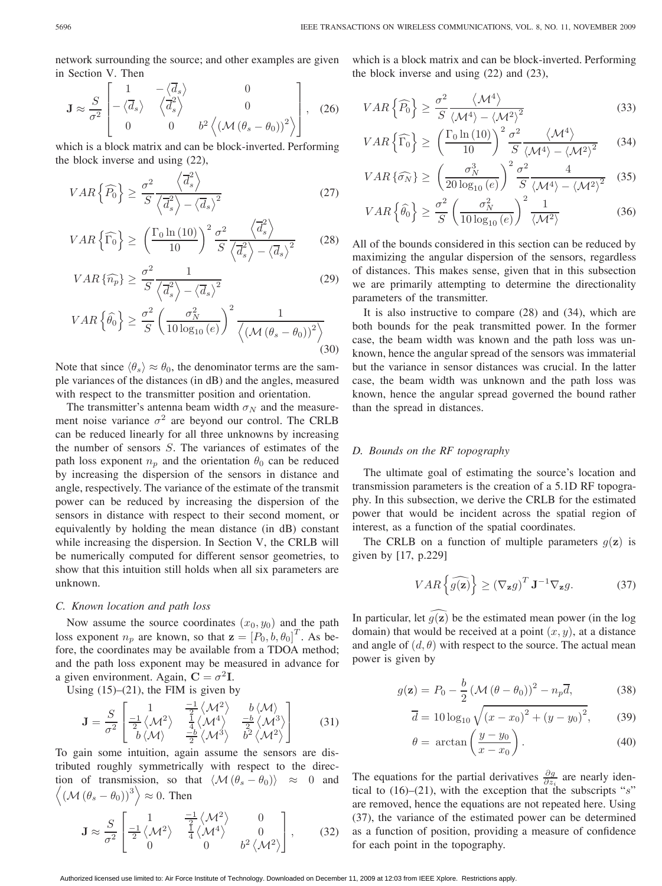network surrounding the source; and other examples are given in Section V. Then

$$\mathbf{J} \approx \frac{S}{\sigma^2}\begin{bmatrix} 1 & -\langle \overline{d}_s \rangle & 0 \\ -\langle \overline{d}_s \rangle & \langle \overline{d}_s^2 \rangle & 0 \\ 0 & 0 & b^2 \left\langle \left(\mathcal{M}\left(\theta_s - \theta_0\right)\right)^2 \right\rangle \end{bmatrix}, \quad (26)$$

which is a block matrix and can be block-inverted. Performing the block inverse and using (22),

$$VAR\left\{\widehat{P_0}\right\} \geq \frac{\sigma^2}{S}\frac{\left\langle \overline{d}_s^2 \right\rangle}{\left\langle \overline{d}_s^2 \right\rangle - \left\langle \overline{d}_s \right\rangle^2} \quad (27)$$

$$VAR\left\{\widehat{\Gamma_0}\right\} \geq \left(\frac{\Gamma_0 \ln(10)}{10}\right)^2 \frac{\sigma^2}{S}\frac{\left\langle \overline{d}_s^2 \right\rangle}{\left\langle \overline{d}_s^2 \right\rangle - \left\langle \overline{d}_s \right\rangle^2} \quad (28)$$

$$VAR\left\{\widehat{n_p}\right\} \geq \frac{\sigma^2}{S}\frac{1}{\left\langle \overline{d}_s^2 \right\rangle - \left\langle \overline{d}_s \right\rangle^2} \quad (29)$$

$$VAR\left\{\widehat{\theta_0}\right\} \geq \frac{\sigma^2}{S}\left(\frac{\sigma_N^2}{10\log_{10}(e)}\right)^2 \frac{1}{\left\langle \left(\mathcal{M}\left(\theta_s - \theta_0\right)\right)^2 \right\rangle} \quad (30)$$

Note that since $\langle \theta_s \rangle \approx \theta_0$, the denominator terms are the sample variances of the distances (in dB) and the angles, measured with respect to the transmitter position and orientation.

The transmitter's antenna beam width $\sigma_N$ and the measurement noise variance $\sigma^2$ are beyond our control. The CRLB can be reduced linearly for all three unknowns by increasing the number of sensors $S$. The variances of estimates of the path loss exponent $n_p$ and the orientation $\theta_0$ can be reduced by increasing the dispersion of the sensors in distance and angle, respectively. The variance of the estimate of the transmit power can be reduced by increasing the dispersion of the sensors in distance with respect to their second moment, or equivalently by holding the mean distance (in dB) constant while increasing the dispersion. In Section V, the CRLB will be numerically computed for different sensor geometries, to show that this intuition still holds when all six parameters are unknown.

### C. Known location and path loss

Now assume the source coordinates $(x_0, y_0)$ and the path loss exponent $n_p$ are known, so that $\mathbf{z} = [P_0, b, \theta_0]^T$. As before, the coordinates may be available from a TDOA method; and the path loss exponent may be measured in advance for a given environment. Again, $\mathbf{C} = \sigma^2 \mathbf{I}$.

Using (15)–(21), the FIM is given by

$$\mathbf{J} = \frac{S}{\sigma^2}\begin{bmatrix} 1 & \frac{-1}{2}\langle \mathcal{M}^2 \rangle & b\langle \mathcal{M} \rangle \\ \frac{-1}{2}\langle \mathcal{M}^2 \rangle & \frac{1}{4}\langle \mathcal{M}^4 \rangle & \frac{-b}{2}\langle \mathcal{M}^3 \rangle \\ b\langle \mathcal{M} \rangle & \frac{-b}{2}\langle \mathcal{M}^3 \rangle & b^2\langle \mathcal{M}^2 \rangle \end{bmatrix} \quad (31)$$

To gain some intuition, again assume the sensors are distributed roughly symmetrically with respect to the direction of transmission, so that $\langle \mathcal{M}(\theta_s - \theta_0) \rangle \approx 0$ and $\left\langle \left(\mathcal{M}\left(\theta_s - \theta_0\right)\right)^3 \right\rangle \approx 0$. Then

$$\mathbf{J} \approx \frac{S}{\sigma^2}\begin{bmatrix} 1 & \frac{-1}{2}\langle \mathcal{M}^2 \rangle & 0 \\ \frac{-1}{2}\langle \mathcal{M}^2 \rangle & \frac{1}{4}\langle \mathcal{M}^4 \rangle & 0 \\ 0 & 0 & b^2\langle \mathcal{M}^2 \rangle \end{bmatrix}, \quad (32)$$

which is a block matrix and can be block-inverted. Performing the block inverse and using (22) and (23),

$$VAR\left\{\widehat{P_0}\right\} \geq \frac{\sigma^2}{S}\frac{\langle \mathcal{M}^4 \rangle}{\langle \mathcal{M}^4 \rangle - \langle \mathcal{M}^2 \rangle^2} \quad (33)$$

$$VAR\left\{\widehat{\Gamma_0}\right\} \geq \left(\frac{\Gamma_0 \ln(10)}{10}\right)^2 \frac{\sigma^2}{S}\frac{\langle \mathcal{M}^4 \rangle}{\langle \mathcal{M}^4 \rangle - \langle \mathcal{M}^2 \rangle^2} \quad (34)$$

$$VAR\left\{\widehat{\sigma_N}\right\} \geq \left(\frac{\sigma_N^3}{20\log_{10}(e)}\right)^2 \frac{\sigma^2}{S}\frac{4}{\langle \mathcal{M}^4 \rangle - \langle \mathcal{M}^2 \rangle^2} \quad (35)$$

$$VAR\left\{\widehat{\theta_0}\right\} \geq \frac{\sigma^2}{S}\left(\frac{\sigma_N^2}{10\log_{10}(e)}\right)^2 \frac{1}{\langle \mathcal{M}^2 \rangle} \quad (36)$$

All of the bounds considered in this section can be reduced by maximizing the angular dispersion of the sensors, regardless of distances. This makes sense, given that in this subsection we are primarily attempting to determine the directionality parameters of the transmitter.

It is also instructive to compare (28) and (34), which are both bounds for the peak transmitted power. In the former case, the beam width was known and the path loss was unknown, hence the angular spread of the sensors was immaterial but the variance in sensor distances was crucial. In the latter case, the beam width was unknown and the path loss was known, hence the angular spread governed the bound rather than the spread in distances.

### D. Bounds on the RF topography

The ultimate goal of estimating the source's location and transmission parameters is the creation of a 5.1D RF topography. In this subsection, we derive the CRLB for the estimated power that would be incident across the spatial region of interest, as a function of the spatial coordinates.

The CRLB on a function of multiple parameters $g(\mathbf{z})$ is given by [17, p.229]

$$VAR\left\{\widehat{g(\mathbf{z})}\right\} \geq \left(\nabla_{\mathbf{z}} g\right)^T \mathbf{J}^{-1} \nabla_{\mathbf{z}} g. \quad (37)$$

In particular, let $\widehat{g(\mathbf{z})}$ be the estimated mean power (in the log domain) that would be received at a point $(x, y)$, at a distance and angle of $(d, \theta)$ with respect to the source. The actual mean power is given by

$$g(\mathbf{z}) = P_0 - \frac{b}{2}\left(\mathcal{M}\left(\theta - \theta_0\right)\right)^2 - n_p \overline{d}, \quad (38)$$

$$\overline{d} = 10\log_{10}\sqrt{\left(x - x_0\right)^2 + \left(y - y_0\right)^2}, \quad (39)$$

$$\theta = \arctan\left(\frac{y - y_0}{x - x_0}\right). \quad (40)$$

The equations for the partial derivatives $\frac{\partial g}{\partial z_i}$ are nearly identical to (16)–(21), with the exception that the subscripts "$s$" are removed, hence the equations are not repeated here. Using (37), the variance of the estimated power can be determined as a function of position, providing a measure of confidence for each point in the topography.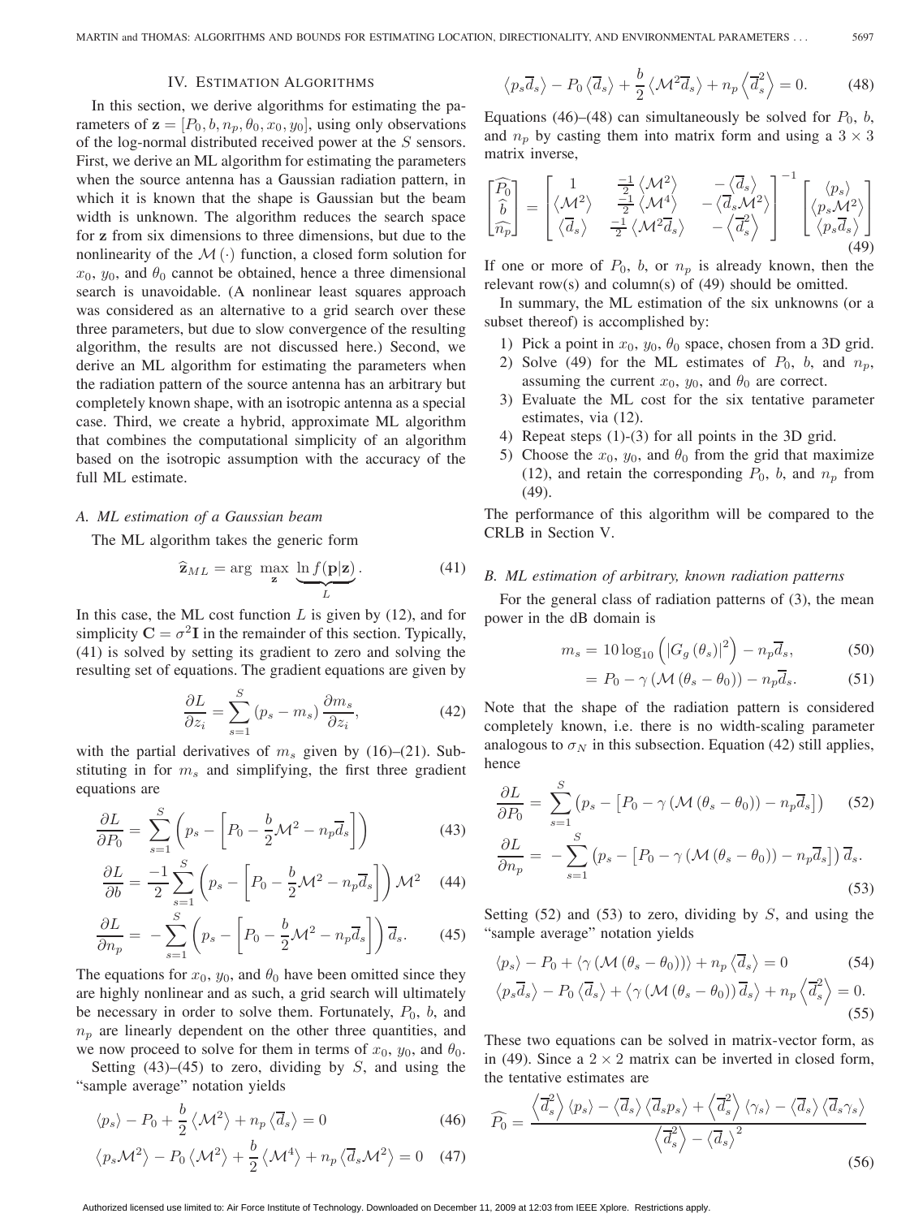## IV. Estimation Algorithms

In this section, we derive algorithms for estimating the parameters of $\mathbf{z} = [P_0, b, n_p, \theta_0, x_0, y_0]$, using only observations of the log-normal distributed received power at the $S$ sensors. First, we derive an ML algorithm for estimating the parameters when the source antenna has a Gaussian radiation pattern, in which it is known that the shape is Gaussian but the beam width is unknown. The algorithm reduces the search space for $\mathbf{z}$ from six dimensions to three dimensions, but due to the nonlinearity of the $\mathcal{M}(\cdot)$ function, a closed form solution for $x_0$, $y_0$, and $\theta_0$ cannot be obtained, hence a three dimensional search is unavoidable. (A nonlinear least squares approach was considered as an alternative to a grid search over these three parameters, but due to slow convergence of the resulting algorithm, the results are not discussed here.) Second, we derive an ML algorithm for estimating the parameters when the radiation pattern of the source antenna has an arbitrary but completely known shape, with an isotropic antenna as a special case. Third, we create a hybrid, approximate ML algorithm that combines the computational simplicity of an algorithm based on the isotropic assumption with the accuracy of the full ML estimate.

### A. ML estimation of a Gaussian beam

The ML algorithm takes the generic form

$$\widehat{\mathbf{z}}_{ML} = \arg \max_{\mathbf{z}} \underbrace{\ln f(\mathbf{p}|\mathbf{z})}_{L}. \tag{41}$$

In this case, the ML cost function $L$ is given by (12), and for simplicity $\mathbf{C} = \sigma^2 \mathbf{I}$ in the remainder of this section. Typically, (41) is solved by setting its gradient to zero and solving the resulting set of equations. The gradient equations are given by

$$\frac{\partial L}{\partial z_i} = \sum_{s=1}^{S} (p_s - m_s) \frac{\partial m_s}{\partial z_i}, \tag{42}$$

with the partial derivatives of $m_s$ given by (16)–(21). Substituting in for $m_s$ and simplifying, the first three gradient equations are

$$\frac{\partial L}{\partial P_0} = \sum_{s=1}^{S} \left( p_s - \left[ P_0 - \frac{b}{2}\mathcal{M}^2 - n_p \overline{d}_s \right] \right) \tag{43}$$

$$\frac{\partial L}{\partial b} = \frac{-1}{2} \sum_{s=1}^{S} \left( p_s - \left[ P_0 - \frac{b}{2}\mathcal{M}^2 - n_p \overline{d}_s \right] \right) \mathcal{M}^2 \tag{44}$$

$$\frac{\partial L}{\partial n_p} = -\sum_{s=1}^{S} \left( p_s - \left[ P_0 - \frac{b}{2}\mathcal{M}^2 - n_p \overline{d}_s \right] \right) \overline{d}_s. \tag{45}$$

The equations for $x_0$, $y_0$, and $\theta_0$ have been omitted since they are highly nonlinear and as such, a grid search will ultimately be necessary in order to solve them. Fortunately, $P_0$, $b$, and $n_p$ are linearly dependent on the other three quantities, and we now proceed to solve for them in terms of $x_0$, $y_0$, and $\theta_0$.

Setting (43)–(45) to zero, dividing by $S$, and using the "sample average" notation yields

$$\langle p_s \rangle - P_0 + \frac{b}{2} \left\langle \mathcal{M}^2 \right\rangle + n_p \left\langle \overline{d}_s \right\rangle = 0 \tag{46}$$

$$\left\langle p_s \mathcal{M}^2 \right\rangle - P_0 \left\langle \mathcal{M}^2 \right\rangle + \frac{b}{2} \left\langle \mathcal{M}^4 \right\rangle + n_p \left\langle \overline{d}_s \mathcal{M}^2 \right\rangle = 0 \tag{47}$$

$$\left\langle p_s \overline{d}_s \right\rangle - P_0 \left\langle \overline{d}_s \right\rangle + \frac{b}{2} \left\langle \mathcal{M}^2 \overline{d}_s \right\rangle + n_p \left\langle \overline{d}_s^2 \right\rangle = 0. \tag{48}$$

Equations (46)–(48) can simultaneously be solved for $P_0$, $b$, and $n_p$ by casting them into matrix form and using a $3 \times 3$ matrix inverse,

$$\begin{bmatrix} \widehat{P_0} \\ \widehat{b} \\ \widehat{n_p} \end{bmatrix} = \begin{bmatrix} 1 & \frac{-1}{2} \left\langle \mathcal{M}^2 \right\rangle & -\left\langle \overline{d}_s \right\rangle \\ \left\langle \mathcal{M}^2 \right\rangle & \frac{-1}{2} \left\langle \mathcal{M}^4 \right\rangle & -\left\langle \overline{d}_s \mathcal{M}^2 \right\rangle \\ \left\langle \overline{d}_s \right\rangle & \frac{-1}{2} \left\langle \mathcal{M}^2 \overline{d}_s \right\rangle & -\left\langle \overline{d}_s^2 \right\rangle \end{bmatrix}^{-1} \begin{bmatrix} \langle p_s \rangle \\ \left\langle p_s \mathcal{M}^2 \right\rangle \\ \left\langle p_s \overline{d}_s \right\rangle \end{bmatrix} \tag{49}$$

If one or more of $P_0$, $b$, or $n_p$ is already known, then the relevant row(s) and column(s) of (49) should be omitted.

In summary, the ML estimation of the six unknowns (or a subset thereof) is accomplished by:

1) Pick a point in $x_0$, $y_0$, $\theta_0$ space, chosen from a 3D grid.
2) Solve (49) for the ML estimates of $P_0$, $b$, and $n_p$, assuming the current $x_0$, $y_0$, and $\theta_0$ are correct.
3) Evaluate the ML cost for the six tentative parameter estimates, via (12).
4) Repeat steps (1)-(3) for all points in the 3D grid.
5) Choose the $x_0$, $y_0$, and $\theta_0$ from the grid that maximize (12), and retain the corresponding $P_0$, $b$, and $n_p$ from (49).

The performance of this algorithm will be compared to the CRLB in Section V.

### B. ML estimation of arbitrary, known radiation patterns

For the general class of radiation patterns of (3), the mean power in the dB domain is

$$m_s = 10 \log_{10} \left( \left| G_g(\theta_s) \right|^2 \right) - n_p \overline{d}_s, \tag{50}$$

$$= P_0 - \gamma \left( \mathcal{M}(\theta_s - \theta_0) \right) - n_p \overline{d}_s. \tag{51}$$

Note that the shape of the radiation pattern is considered completely known, i.e. there is no width-scaling parameter analogous to $\sigma_N$ in this subsection. Equation (42) still applies, hence

$$\frac{\partial L}{\partial P_0} = \sum_{s=1}^{S} \left( p_s - \left[ P_0 - \gamma \left( \mathcal{M}(\theta_s - \theta_0) \right) - n_p \overline{d}_s \right] \right) \tag{52}$$

$$\frac{\partial L}{\partial n_p} = -\sum_{s=1}^{S} \left( p_s - \left[ P_0 - \gamma \left( \mathcal{M}(\theta_s - \theta_0) \right) - n_p \overline{d}_s \right] \right) \overline{d}_s. \tag{53}$$

Setting (52) and (53) to zero, dividing by $S$, and using the "sample average" notation yields

$$\langle p_s \rangle - P_0 + \left\langle \gamma \left( \mathcal{M}(\theta_s - \theta_0) \right) \right\rangle + n_p \left\langle \overline{d}_s \right\rangle = 0 \tag{54}$$

$$\left\langle p_s \overline{d}_s \right\rangle - P_0 \left\langle \overline{d}_s \right\rangle + \left\langle \gamma \left( \mathcal{M}(\theta_s - \theta_0) \right) \overline{d}_s \right\rangle + n_p \left\langle \overline{d}_s^2 \right\rangle = 0. \tag{55}$$

These two equations can be solved in matrix-vector form, as in (49). Since a $2 \times 2$ matrix can be inverted in closed form, the tentative estimates are

$$\widehat{P_0} = \frac{\left\langle \overline{d}_s^2 \right\rangle \langle p_s \rangle - \left\langle \overline{d}_s \right\rangle \left\langle \overline{d}_s p_s \right\rangle + \left\langle \overline{d}_s^2 \right\rangle \langle \gamma_s \rangle - \left\langle \overline{d}_s \right\rangle \left\langle \overline{d}_s \gamma_s \right\rangle}{\left\langle \overline{d}_s^2 \right\rangle - \left\langle \overline{d}_s \right\rangle^2} \tag{56}$$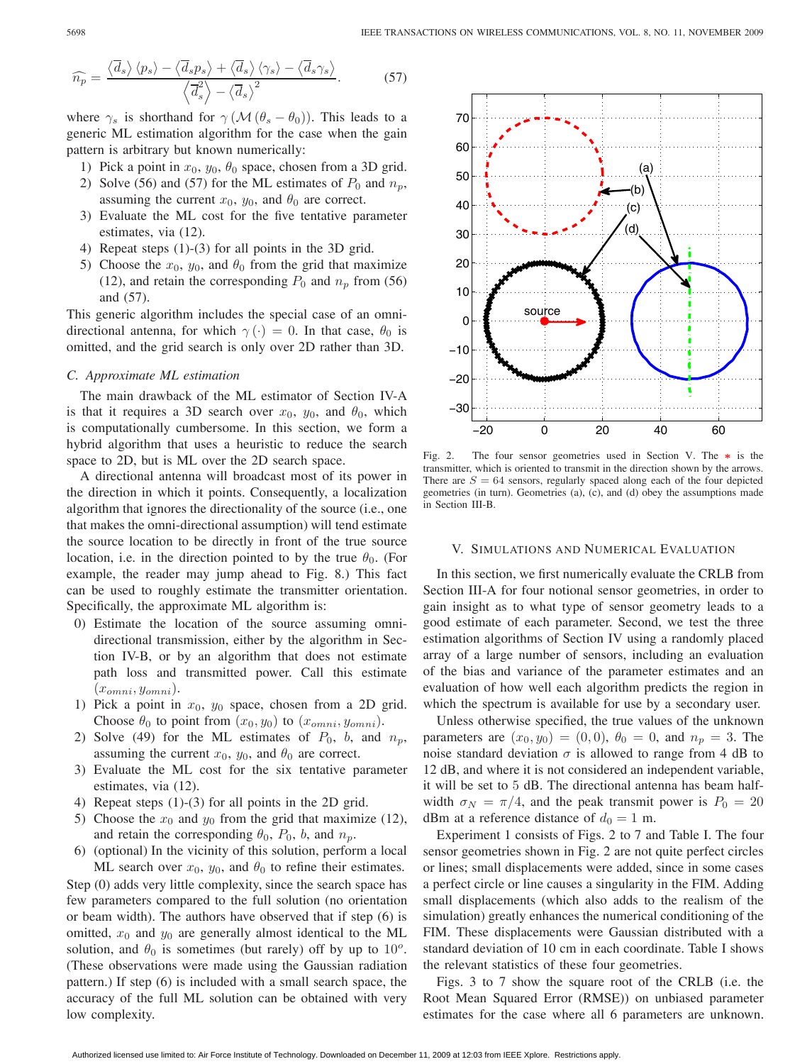$$\widehat{n_p} = \frac{\langle \overline{d}_s \rangle \langle p_s \rangle - \langle \overline{d}_s p_s \rangle + \langle \overline{d}_s \rangle \langle \gamma_s \rangle - \langle \overline{d}_s \gamma_s \rangle}{\langle \overline{d}_s^2 \rangle - \langle \overline{d}_s \rangle^2}. \quad (57)$$

where $\gamma_s$ is shorthand for $\gamma(\mathcal{M}(\theta_s - \theta_0))$. This leads to a generic ML estimation algorithm for the case when the gain pattern is arbitrary but known numerically:

1) Pick a point in $x_0$, $y_0$, $\theta_0$ space, chosen from a 3D grid.
2) Solve (56) and (57) for the ML estimates of $P_0$ and $n_p$, assuming the current $x_0$, $y_0$, and $\theta_0$ are correct.
3) Evaluate the ML cost for the five tentative parameter estimates, via (12).
4) Repeat steps (1)-(3) for all points in the 3D grid.
5) Choose the $x_0$, $y_0$, and $\theta_0$ from the grid that maximize (12), and retain the corresponding $P_0$ and $n_p$ from (56) and (57).

This generic algorithm includes the special case of an omni-directional antenna, for which $\gamma(\cdot) = 0$. In that case, $\theta_0$ is omitted, and the grid search is only over 2D rather than 3D.

### *C. Approximate ML estimation*

The main drawback of the ML estimator of Section IV-A is that it requires a 3D search over $x_0$, $y_0$, and $\theta_0$, which is computationally cumbersome. In this section, we form a hybrid algorithm that uses a heuristic to reduce the search space to 2D, but is ML over the 2D search space.

A directional antenna will broadcast most of its power in the direction in which it points. Consequently, a localization algorithm that ignores the directionality of the source (i.e., one that makes the omni-directional assumption) will tend estimate the source location to be directly in front of the true source location, i.e. in the direction pointed to by the true $\theta_0$. (For example, the reader may jump ahead to Fig. 8.) This fact can be used to roughly estimate the transmitter orientation. Specifically, the approximate ML algorithm is:

0) Estimate the location of the source assuming omni-directional transmission, either by the algorithm in Section IV-B, or by an algorithm that does not estimate path loss and transmitted power. Call this estimate $(x_{omni}, y_{omni})$.
1) Pick a point in $x_0$, $y_0$ space, chosen from a 2D grid. Choose $\theta_0$ to point from $(x_0, y_0)$ to $(x_{omni}, y_{omni})$.
2) Solve (49) for the ML estimates of $P_0$, $b$, and $n_p$, assuming the current $x_0$, $y_0$, and $\theta_0$ are correct.
3) Evaluate the ML cost for the six tentative parameter estimates, via (12).
4) Repeat steps (1)-(3) for all points in the 2D grid.
5) Choose the $x_0$ and $y_0$ from the grid that maximize (12), and retain the corresponding $\theta_0$, $P_0$, $b$, and $n_p$.
6) (optional) In the vicinity of this solution, perform a local ML search over $x_0$, $y_0$, and $\theta_0$ to refine their estimates.

Step (0) adds very little complexity, since the search space has few parameters compared to the full solution (no orientation or beam width). The authors have observed that if step (6) is omitted, $x_0$ and $y_0$ are generally almost identical to the ML solution, and $\theta_0$ is sometimes (but rarely) off by up to $10^o$. (These observations were made using the Gaussian radiation pattern.) If step (6) is included with a small search space, the accuracy of the full ML solution can be obtained with very low complexity.

Fig. 2. The four sensor geometries used in Section V. The * is the transmitter, which is oriented to transmit in the direction shown by the arrows. There are $S = 64$ sensors, regularly spaced along each of the four depicted geometries (in turn). Geometries (a), (c), and (d) obey the assumptions made in Section III-B.

## V. Simulations and Numerical Evaluation

In this section, we first numerically evaluate the CRLB from Section III-A for four notional sensor geometries, in order to gain insight as to what type of sensor geometry leads to a good estimate of each parameter. Second, we test the three estimation algorithms of Section IV using a randomly placed array of a large number of sensors, including an evaluation of the bias and variance of the parameter estimates and an evaluation of how well each algorithm predicts the region in which the spectrum is available for use by a secondary user.

Unless otherwise specified, the true values of the unknown parameters are $(x_0, y_0) = (0, 0)$, $\theta_0 = 0$, and $n_p = 3$. The noise standard deviation $\sigma$ is allowed to range from 4 dB to 12 dB, and where it is not considered an independent variable, it will be set to 5 dB. The directional antenna has beam half-width $\sigma_N = \pi/4$, and the peak transmit power is $P_0 = 20$ dBm at a reference distance of $d_0 = 1$ m.

Experiment 1 consists of Figs. 2 to 7 and Table I. The four sensor geometries shown in Fig. 2 are not quite perfect circles or lines; small displacements were added, since in some cases a perfect circle or line causes a singularity in the FIM. Adding small displacements (which also adds to the realism of the simulation) greatly enhances the numerical conditioning of the FIM. These displacements were Gaussian distributed with a standard deviation of 10 cm in each coordinate. Table I shows the relevant statistics of these four geometries.

Figs. 3 to 7 show the square root of the CRLB (i.e. the Root Mean Squared Error (RMSE)) on unbiased parameter estimates for the case where all 6 parameters are unknown.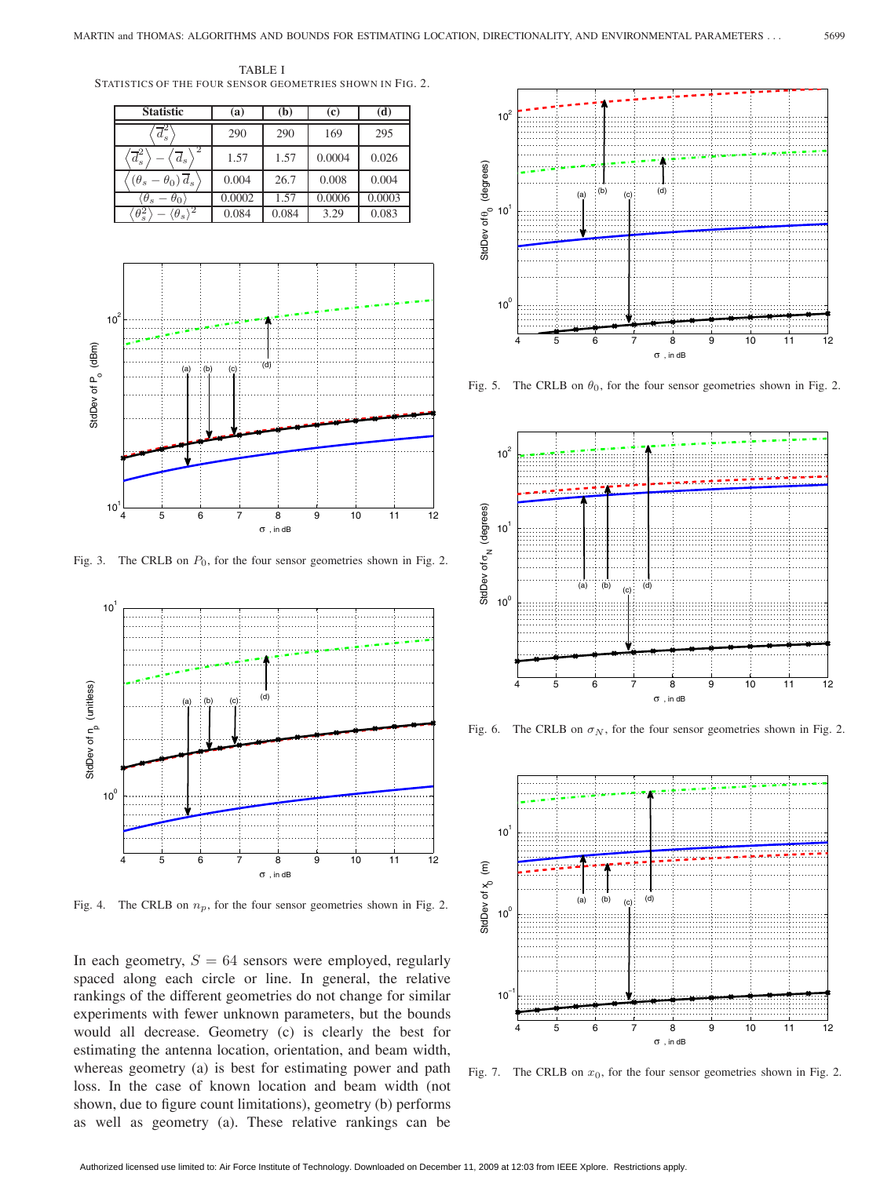TABLE I

STATISTICS OF THE FOUR SENSOR GEOMETRIES SHOWN IN FIG. 2.

| Statistic | (a) | (b) | (c) | (d) |
|---|---|---|---|---|
| $\left\langle \overline{d}_s^2 \right\rangle$ | 290 | 290 | 169 | 295 |
| $\left\langle \overline{d}_s^2 \right\rangle - \left\langle \overline{d}_s \right\rangle^2$ | 1.57 | 1.57 | 0.0004 | 0.026 |
| $\left\langle (\theta_s - \theta_0)\, \overline{d}_s \right\rangle$ | 0.004 | 26.7 | 0.008 | 0.004 |
| $\langle \theta_s - \theta_0 \rangle$ | 0.0002 | 1.57 | 0.0006 | 0.0003 |
| $\langle \theta_s^2 \rangle - \langle \theta_s \rangle^2$ | 0.084 | 0.084 | 3.29 | 0.083 |

Fig. 3. The CRLB on $P_0$, for the four sensor geometries shown in Fig. 2.

Fig. 4. The CRLB on $n_p$, for the four sensor geometries shown in Fig. 2.

In each geometry, $S = 64$ sensors were employed, regularly spaced along each circle or line. In general, the relative rankings of the different geometries do not change for similar experiments with fewer unknown parameters, but the bounds would all decrease. Geometry (c) is clearly the best for estimating the antenna location, orientation, and beam width, whereas geometry (a) is best for estimating power and path loss. In the case of known location and beam width (not shown, due to figure count limitations), geometry (b) performs as well as geometry (a). These relative rankings can be

Fig. 5. The CRLB on $\theta_0$, for the four sensor geometries shown in Fig. 2.

Fig. 6. The CRLB on $\sigma_N$, for the four sensor geometries shown in Fig. 2.

Fig. 7. The CRLB on $x_0$, for the four sensor geometries shown in Fig. 2.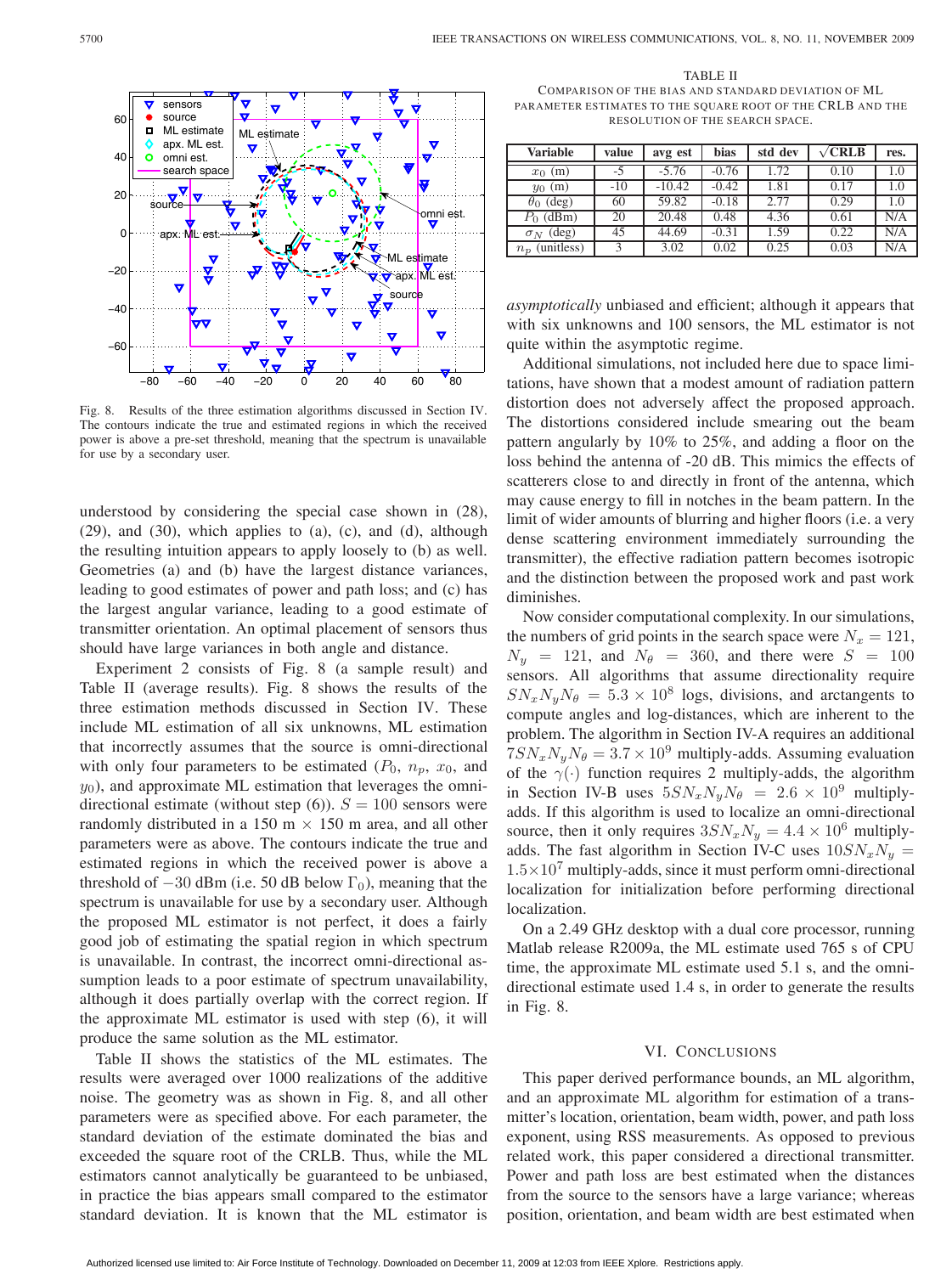Fig. 8. Results of the three estimation algorithms discussed in Section IV. The contours indicate the true and estimated regions in which the received power is above a pre-set threshold, meaning that the spectrum is unavailable for use by a secondary user.

understood by considering the special case shown in (28), (29), and (30), which applies to (a), (c), and (d), although the resulting intuition appears to apply loosely to (b) as well. Geometries (a) and (b) have the largest distance variances, leading to good estimates of power and path loss; and (c) has the largest angular variance, leading to a good estimate of transmitter orientation. An optimal placement of sensors thus should have large variances in both angle and distance.

Experiment 2 consists of Fig. 8 (a sample result) and Table II (average results). Fig. 8 shows the results of the three estimation methods discussed in Section IV. These include ML estimation of all six unknowns, ML estimation that incorrectly assumes that the source is omni-directional with only four parameters to be estimated ($P_0$, $n_p$, $x_0$, and $y_0$), and approximate ML estimation that leverages the omni-directional estimate (without step (6)). $S = 100$ sensors were randomly distributed in a 150 m × 150 m area, and all other parameters were as above. The contours indicate the true and estimated regions in which the received power is above a threshold of $-30$ dBm (i.e. 50 dB below $\Gamma_0$), meaning that the spectrum is unavailable for use by a secondary user. Although the proposed ML estimator is not perfect, it does a fairly good job of estimating the spatial region in which spectrum is unavailable. In contrast, the incorrect omni-directional assumption leads to a poor estimate of spectrum unavailability, although it does partially overlap with the correct region. If the approximate ML estimator is used with step (6), it will produce the same solution as the ML estimator.

Table II shows the statistics of the ML estimates. The results were averaged over 1000 realizations of the additive noise. The geometry was as shown in Fig. 8, and all other parameters were as specified above. For each parameter, the standard deviation of the estimate dominated the bias and exceeded the square root of the CRLB. Thus, while the ML estimators cannot analytically be guaranteed to be unbiased, in practice the bias appears small compared to the estimator standard deviation. It is known that the ML estimator is *asymptotically* unbiased and efficient; although it appears that with six unknowns and 100 sensors, the ML estimator is not quite within the asymptotic regime.

TABLE II
Comparison of the Bias and Standard Deviation of ML Parameter Estimates to the Square Root of the CRLB and the Resolution of the Search Space.

| Variable | value | avg est | bias | std dev | $\sqrt{\text{CRLB}}$ | res. |
|---|---|---|---|---|---|---|
| $x_0$ (m) | -5 | -5.76 | -0.76 | 1.72 | 0.10 | 1.0 |
| $y_0$ (m) | -10 | -10.42 | -0.42 | 1.81 | 0.17 | 1.0 |
| $\theta_0$ (deg) | 60 | 59.82 | -0.18 | 2.77 | 0.29 | 1.0 |
| $P_0$ (dBm) | 20 | 20.48 | 0.48 | 4.36 | 0.61 | N/A |
| $\sigma_N$ (deg) | 45 | 44.69 | -0.31 | 1.59 | 0.22 | N/A |
| $n_p$ (unitless) | 3 | 3.02 | 0.02 | 0.25 | 0.03 | N/A |

Additional simulations, not included here due to space limitations, have shown that a modest amount of radiation pattern distortion does not adversely affect the proposed approach. The distortions considered include smearing out the beam pattern angularly by 10% to 25%, and adding a floor on the loss behind the antenna of -20 dB. This mimics the effects of scatterers close to and directly in front of the antenna, which may cause energy to fill in notches in the beam pattern. In the limit of wider amounts of blurring and higher floors (i.e. a very dense scattering environment immediately surrounding the transmitter), the effective radiation pattern becomes isotropic and the distinction between the proposed work and past work diminishes.

Now consider computational complexity. In our simulations, the numbers of grid points in the search space were $N_x = 121$, $N_y = 121$, and $N_\theta = 360$, and there were $S = 100$ sensors. All algorithms that assume directionality require $SN_xN_yN_\theta = 5.3 \times 10^8$ logs, divisions, and arctangents to compute angles and log-distances, which are inherent to the problem. The algorithm in Section IV-A requires an additional $7SN_xN_yN_\theta = 3.7 \times 10^9$ multiply-adds. Assuming evaluation of the $\gamma(\cdot)$ function requires 2 multiply-adds, the algorithm in Section IV-B uses $5SN_xN_yN_\theta = 2.6 \times 10^9$ multiply-adds. If this algorithm is used to localize an omni-directional source, then it only requires $3SN_xN_y = 4.4 \times 10^6$ multiply-adds. The fast algorithm in Section IV-C uses $10SN_xN_y = 1.5 \times 10^7$ multiply-adds, since it must perform omni-directional localization for initialization before performing directional localization.

On a 2.49 GHz desktop with a dual core processor, running Matlab release R2009a, the ML estimate used 765 s of CPU time, the approximate ML estimate used 5.1 s, and the omni-directional estimate used 1.4 s, in order to generate the results in Fig. 8.

## VI. Conclusions

This paper derived performance bounds, an ML algorithm, and an approximate ML algorithm for estimation of a transmitter's location, orientation, beam width, power, and path loss exponent, using RSS measurements. As opposed to previous related work, this paper considered a directional transmitter. Power and path loss are best estimated when the distances from the source to the sensors have a large variance; whereas position, orientation, and beam width are best estimated when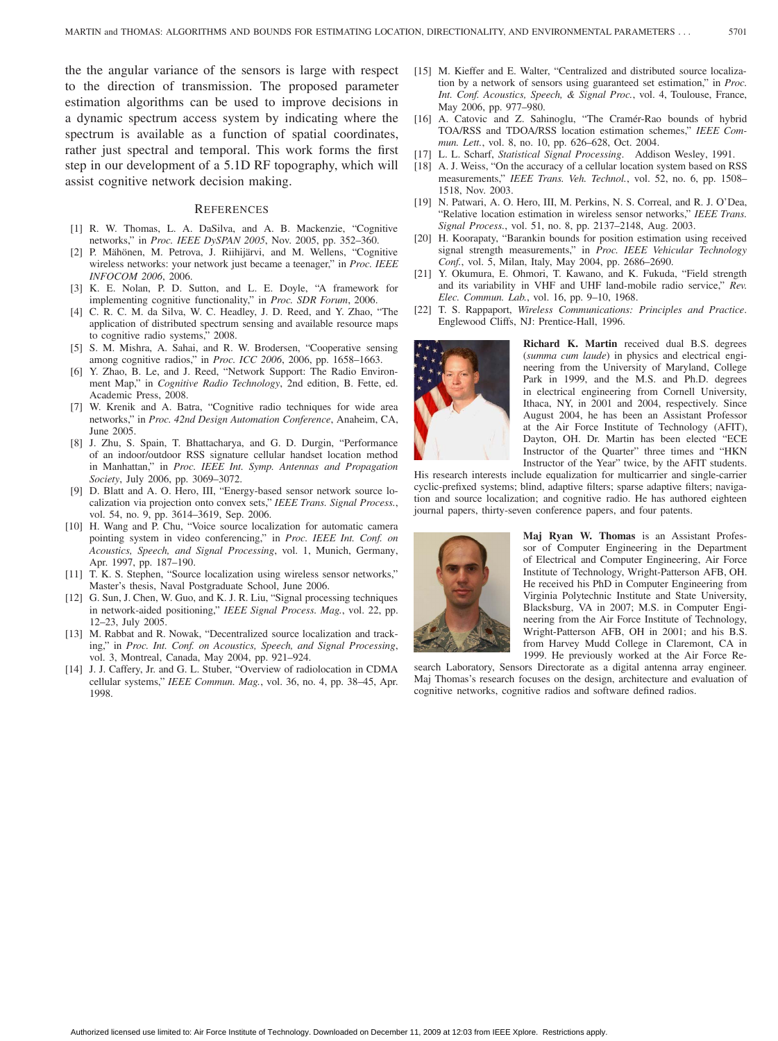the the angular variance of the sensors is large with respect to the direction of transmission. The proposed parameter estimation algorithms can be used to improve decisions in a dynamic spectrum access system by indicating where the spectrum is available as a function of spatial coordinates, rather just spectral and temporal. This work forms the first step in our development of a 5.1D RF topography, which will assist cognitive network decision making.

## References

[1] R. W. Thomas, L. A. DaSilva, and A. B. Mackenzie, "Cognitive networks," in *Proc. IEEE DySPAN 2005*, Nov. 2005, pp. 352–360.

[2] P. Mähönen, M. Petrova, J. Riihijärvi, and M. Wellens, "Cognitive wireless networks: your network just became a teenager," in *Proc. IEEE INFOCOM 2006*, 2006.

[3] K. E. Nolan, P. D. Sutton, and L. E. Doyle, "A framework for implementing cognitive functionality," in *Proc. SDR Forum*, 2006.

[4] C. R. C. M. da Silva, W. C. Headley, J. D. Reed, and Y. Zhao, "The application of distributed spectrum sensing and available resource maps to cognitive radio systems," 2008.

[5] S. M. Mishra, A. Sahai, and R. W. Brodersen, "Cooperative sensing among cognitive radios," in *Proc. ICC 2006*, 2006, pp. 1658–1663.

[6] Y. Zhao, B. Le, and J. Reed, "Network Support: The Radio Environment Map," in *Cognitive Radio Technology*, 2nd edition, B. Fette, ed. Academic Press, 2008.

[7] W. Krenik and A. Batra, "Cognitive radio techniques for wide area networks," in *Proc. 42nd Design Automation Conference*, Anaheim, CA, June 2005.

[8] J. Zhu, S. Spain, T. Bhattacharya, and G. D. Durgin, "Performance of an indoor/outdoor RSS signature cellular handset location method in Manhattan," in *Proc. IEEE Int. Symp. Antennas and Propagation Society*, July 2006, pp. 3069–3072.

[9] D. Blatt and A. O. Hero, III, "Energy-based sensor network source localization via projection onto convex sets," *IEEE Trans. Signal Process.*, vol. 54, no. 9, pp. 3614–3619, Sep. 2006.

[10] H. Wang and P. Chu, "Voice source localization for automatic camera pointing system in video conferencing," in *Proc. IEEE Int. Conf. on Acoustics, Speech, and Signal Processing*, vol. 1, Munich, Germany, Apr. 1997, pp. 187–190.

[11] T. K. S. Stephen, "Source localization using wireless sensor networks," Master's thesis, Naval Postgraduate School, June 2006.

[12] G. Sun, J. Chen, W. Guo, and K. J. R. Liu, "Signal processing techniques in network-aided positioning," *IEEE Signal Process. Mag.*, vol. 22, pp. 12–23, July 2005.

[13] M. Rabbat and R. Nowak, "Decentralized source localization and tracking," in *Proc. Int. Conf. on Acoustics, Speech, and Signal Processing*, vol. 3, Montreal, Canada, May 2004, pp. 921–924.

[14] J. J. Caffery, Jr. and G. L. Stuber, "Overview of radiolocation in CDMA cellular systems," *IEEE Commun. Mag.*, vol. 36, no. 4, pp. 38–45, Apr. 1998.

[15] M. Kieffer and E. Walter, "Centralized and distributed source localization by a network of sensors using guaranteed set estimation," in *Proc. Int. Conf. Acoustics, Speech, & Signal Proc.*, vol. 4, Toulouse, France, May 2006, pp. 977–980.

[16] A. Catovic and Z. Sahinoglu, "The Cramér-Rao bounds of hybrid TOA/RSS and TDOA/RSS location estimation schemes," *IEEE Commun. Lett.*, vol. 8, no. 10, pp. 626–628, Oct. 2004.

[17] L. L. Scharf, *Statistical Signal Processing*. Addison Wesley, 1991.

[18] A. J. Weiss, "On the accuracy of a cellular location system based on RSS measurements," *IEEE Trans. Veh. Technol.*, vol. 52, no. 6, pp. 1508–1518, Nov. 2003.

[19] N. Patwari, A. O. Hero, III, M. Perkins, N. S. Correal, and R. J. O'Dea, "Relative location estimation in wireless sensor networks," *IEEE Trans. Signal Process.*, vol. 51, no. 8, pp. 2137–2148, Aug. 2003.

[20] H. Koorapaty, "Barankin bounds for position estimation using received signal strength measurements," in *Proc. IEEE Vehicular Technology Conf.*, vol. 5, Milan, Italy, May 2004, pp. 2686–2690.

[21] Y. Okumura, E. Ohmori, T. Kawano, and K. Fukuda, "Field strength and its variability in VHF and UHF land-mobile radio service," *Rev. Elec. Commun. Lab.*, vol. 16, pp. 9–10, 1968.

[22] T. S. Rappaport, *Wireless Communications: Principles and Practice*. Englewood Cliffs, NJ: Prentice-Hall, 1996.

**Richard K. Martin** received dual B.S. degrees (*summa cum laude*) in physics and electrical engineering from the University of Maryland, College Park in 1999, and the M.S. and Ph.D. degrees in electrical engineering from Cornell University, Ithaca, NY, in 2001 and 2004, respectively. Since August 2004, he has been an Assistant Professor at the Air Force Institute of Technology (AFIT), Dayton, OH. Dr. Martin has been elected "ECE Instructor of the Quarter" three times and "HKN Instructor of the Year" twice, by the AFIT students. His research interests include equalization for multicarrier and single-carrier cyclic-prefixed systems; blind, adaptive filters; sparse adaptive filters; navigation and source localization; and cognitive radio. He has authored eighteen journal papers, thirty-seven conference papers, and four patents.

**Maj Ryan W. Thomas** is an Assistant Professor of Computer Engineering in the Department of Electrical and Computer Engineering, Air Force Institute of Technology, Wright-Patterson AFB, OH. He received his PhD in Computer Engineering from Virginia Polytechnic Institute and State University, Blacksburg, VA in 2007; M.S. in Computer Engineering from the Air Force Institute of Technology, Wright-Patterson AFB, OH in 2001; and his B.S. from Harvey Mudd College in Claremont, CA in 1999. He previously worked at the Air Force Research Laboratory, Sensors Directorate as a digital antenna array engineer. Maj Thomas's research focuses on the design, architecture and evaluation of cognitive networks, cognitive radios and software defined radios.